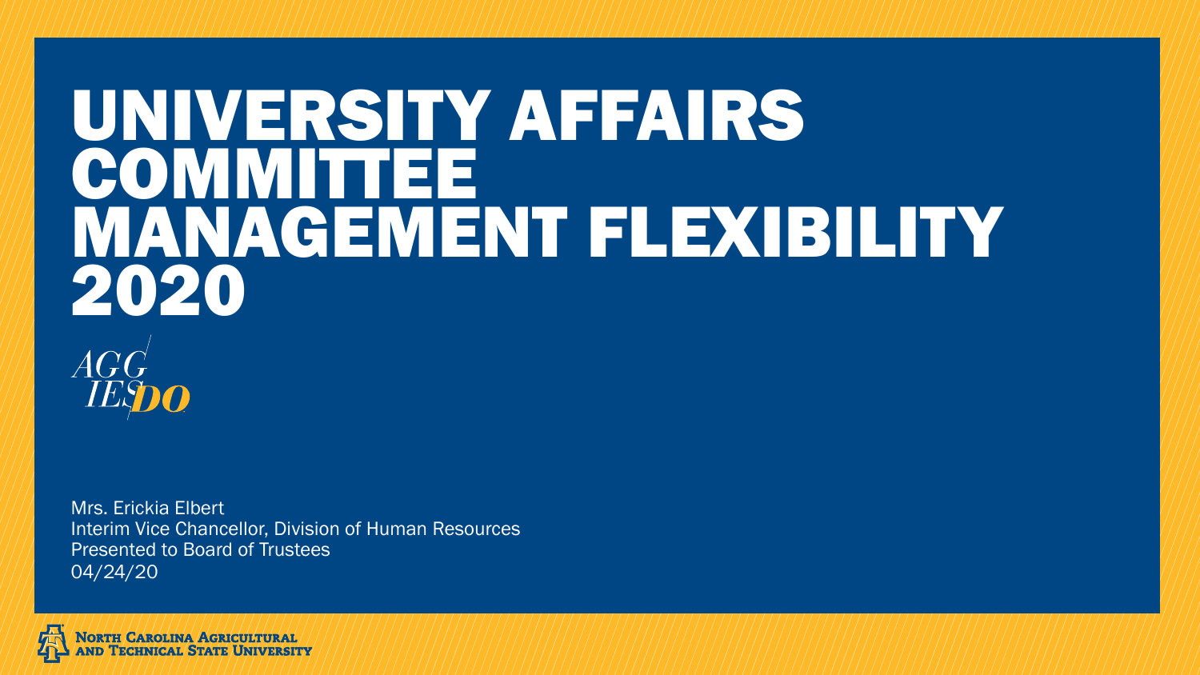# UNIVERSITY AFFAIRS COMMITTEE MANAGEMENT FLEXIBILITY 2020

AGGIES DO

Mrs. Erickia Elbert
Interim Vice Chancellor, Division of Human Resources
Presented to Board of Trustees
04/24/20

North Carolina Agricultural and Technical State University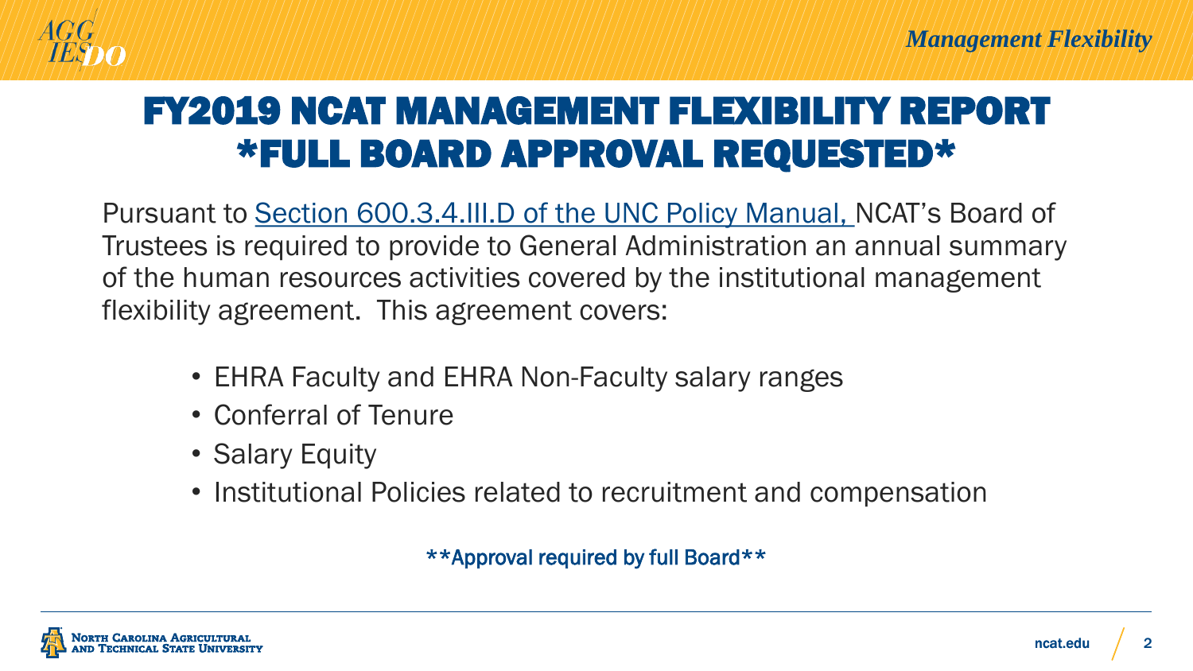# FY2019 NCAT MANAGEMENT FLEXIBILITY REPORT *FULL BOARD APPROVAL REQUESTED*

Pursuant to Section 600.3.4.III.D of the UNC Policy Manual, NCAT's Board of Trustees is required to provide to General Administration an annual summary of the human resources activities covered by the institutional management flexibility agreement. This agreement covers:

- EHRA Faculty and EHRA Non-Faculty salary ranges
- Conferral of Tenure
- Salary Equity
- Institutional Policies related to recruitment and compensation

**Approval required by full Board**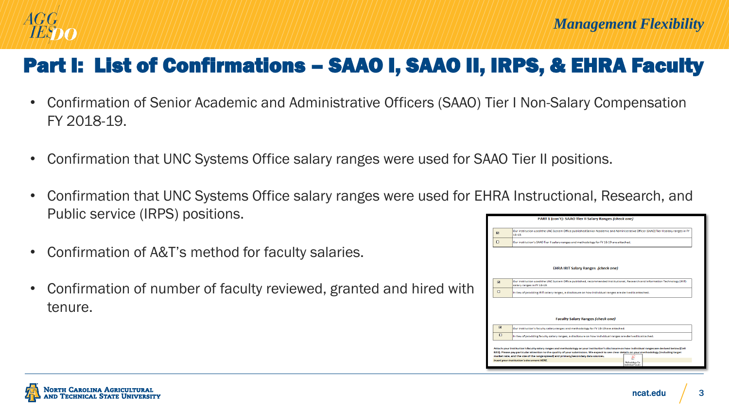# Part I: List of Confirmations – SAAO I, SAAO II, IRPS, & EHRA Faculty

- Confirmation of Senior Academic and Administrative Officers (SAAO) Tier I Non-Salary Compensation FY 2018-19.
- Confirmation that UNC Systems Office salary ranges were used for SAAO Tier II positions.
- Confirmation that UNC Systems Office salary ranges were used for EHRA Instructional, Research, and Public service (IRPS) positions.
- Confirmation of A&T's method for faculty salaries.
- Confirmation of number of faculty reviewed, granted and hired with tenure.

**PART 1 (con't): SAAO Tier II Salary Ranges** *(check one)*

| | |
|---|---|
| ☑ | Our institution used the UNC System Office published Senior Academic and Administrative Officer (SAAO) Tier II salary ranges in FY 18-19. |
| ☐ | Our institution's SAAO Tier II salary ranges and methodology for FY 18-19 are attached. |

**EHRA IRIT Salary Ranges** *(check one)*

| | |
|---|---|
| ☑ | Our institution used the UNC System Office published, recommended Institutional, Research and Information Technology (IRIT) salary ranges in FY 18-19. |
| ☐ | In lieu of providing IRIT salary ranges, a disclosure on how individual ranges are derived is attached. |

**Faculty Salary Ranges** *(check one)*

| | |
|---|---|
| ☑ | Our institution's faculty salary ranges and methodology for FY 18-19 are attached. |
| ☐ | In lieu of providing faculty salary ranges, a disclosure on how individual ranges are derived is attached. |

Attach your institution's faculty salary ranges and methodology or your institution's disclosure on how individual ranges are derived below (Cell B23). Please pay particular attention to the quality of your submission. We expect to see clear details on your methodology (including target market rate, and the size of the range spread) and primary/secondary data sources.

*Insert your institution's document HERE.* Methodology for Individual Faculty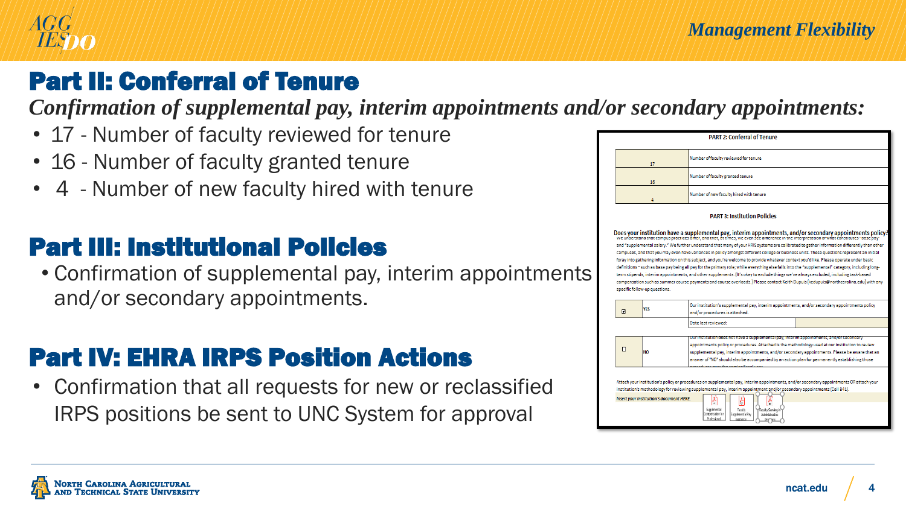*Management Flexibility*

# Part II: Conferral of Tenure

***Confirmation of supplemental pay, interim appointments and/or secondary appointments:***

- 17 - Number of faculty reviewed for tenure
- 16 - Number of faculty granted tenure
- 4 - Number of new faculty hired with tenure

# Part III: Institutional Policies

- Confirmation of supplemental pay, interim appointments and/or secondary appointments.

# Part IV: EHRA IRPS Position Actions

- Confirmation that all requests for new or reclassified IRPS positions be sent to UNC System for approval

**PART 2: Conferral of Tenure**

| | |
|---|---|
| 17 | Number of faculty reviewed for tenure |
| 16 | Number of faculty granted tenure |
| 4 | Number of new faculty hired with tenure |

**PART 3: Institution Policies**

**Does your institution have a supplemental pay, interim appointments, and/or secondary appointments policy?**
We understand that campus practices differ, and that, at times, we even see difference in the interpretation of what constitutes "base pay" and "supplemental salary." We further understand that many of your HRIS systems are calibrated to gather information differently than other campuses, and that you may even have variances in policy amongst different college or business units. These questions represent an initial foray into gathering information on this subject, and you're welcome to provide whatever context you'd like. Please operate under basic definitions – such as base pay being all pay for the primary role; while everything else falls into the "supplemental" category, including long-term stipends, interim appointments, and other supplements. (It's okay to exclude things we've always excluded, including task-based compensation such as summer course payments and course overloads.) Please contact Keith Dupuis (kedupuis@northcarolina.edu) with any specific follow-up questions.

| | | | |
|---|---|---|---|
| ☒ | YES | Our institution's supplemental pay, interim appointments, and/or secondary appointments policy and/or procedures is attached. | |
| | | Date last reviewed: | |
| ☐ | NO | Our institution does not have a supplemental pay, interim appointments, and/or secondary appointments policy or procedures. Attached is the methodology used at our institution to review supplemental pay, interim appointments, and/or secondary appointments. Please be aware that an answer of "NO" should also be accompanied by an action plan for permanently establishing those procedures over the coming fiscal year. | |

Attach your institution's policy or procedures on supplemental pay, interim appointments, and/or secondary appointments OR attach your institution's methodology for reviewing supplemental pay, interim appointments and/or secondary appointments (Cell B41).

*Insert your institution's document HERE.*

Supplemental Compensation for Professional | Faculty Supplemental Pay Guidance | Faculty Serving in Administrative Positions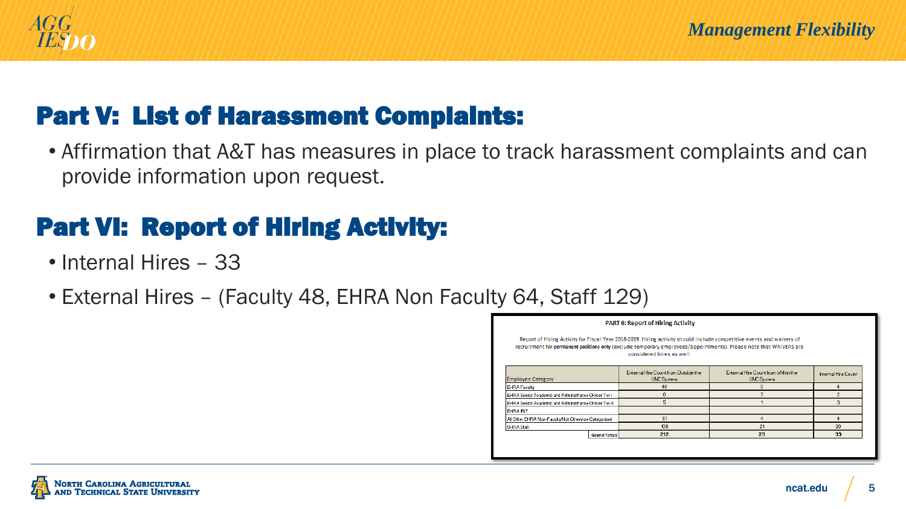## Part V: List of Harassment Complaints:

- Affirmation that A&T has measures in place to track harassment complaints and can provide information upon request.

## Part VI: Report of Hiring Activity:

- Internal Hires – 33
- External Hires – (Faculty 48, EHRA Non Faculty 64, Staff 129)

**PART 6: Report of Hiring Activity**

Report of Hiring Activity for Fiscal Year 2018-2019. Hiring activity should include competitive events and waivers of recruitment for **permanent positions only** (exclude temporary employees/appointments). Please note that WAIVERS are considered hires as well.

| Employee Category | External Hire Count from Outside the UNC System | External Hire Count from Within the UNC System | Internal Hire Count |
| --- | --- | --- | --- |
| EHRA Faculty | 48 | 0 | 4 |
| EHRA Senior Academic and Administrative Officer Tier I | 0 | 3 | 2 |
| EHRA Senior Academic and Administrative Officer Tier II | 5 | 1 | 3 |
| EHRA IRIT | | | |
| All Other EHRA Non-Faculty Not Otherwise Categorized | 51 | 4 | 4 |
| SHRA Staff | 108 | 21 | 20 |
| Grand Totals | 212 | 29 | 33 |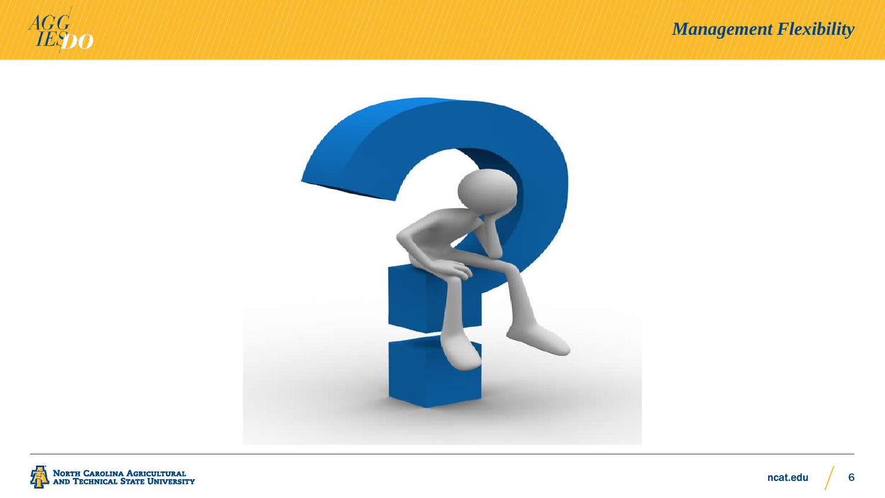# Management Flexibility